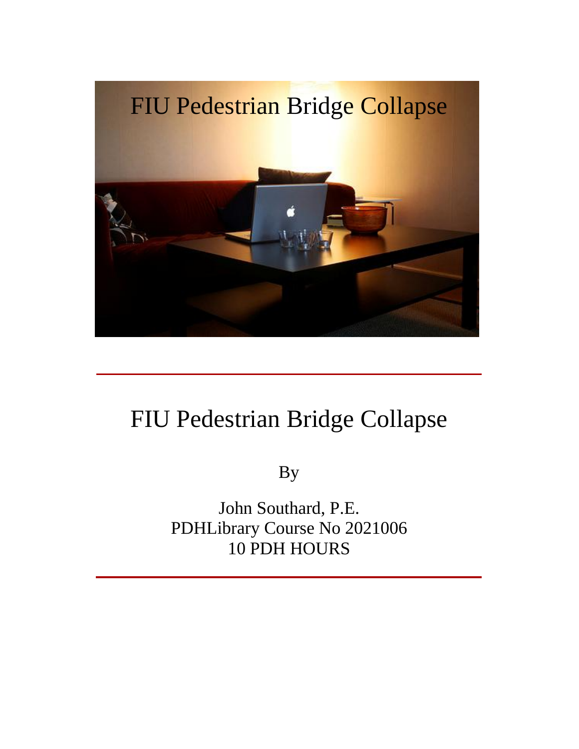FIU Pedestrian Bridge Collapse

# FIU Pedestrian Bridge Collapse

By

John Southard, P.E.
PDHLibrary Course No 2021006
10 PDH HOURS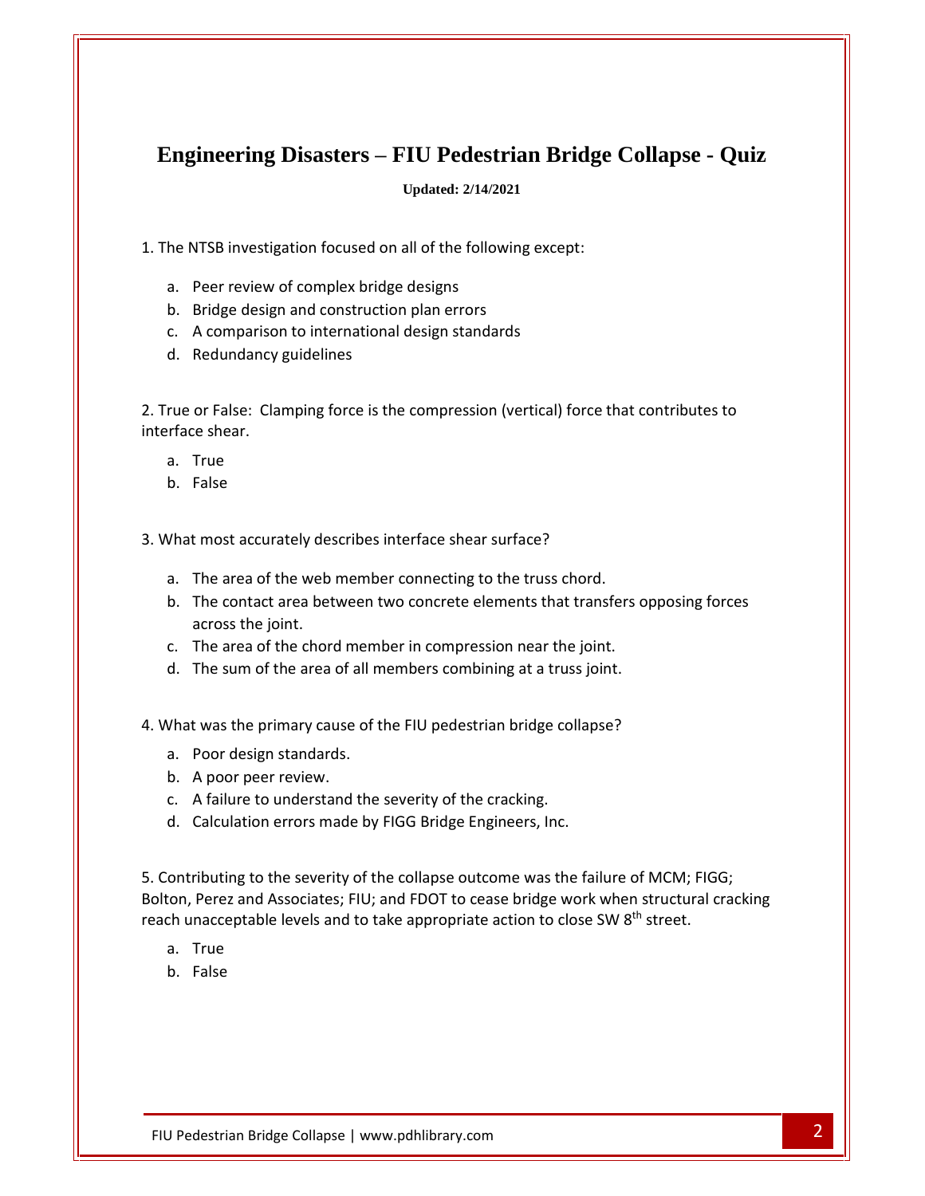# Engineering Disasters – FIU Pedestrian Bridge Collapse - Quiz

**Updated: 2/14/2021**

1. The NTSB investigation focused on all of the following except:

   a. Peer review of complex bridge designs
   b. Bridge design and construction plan errors
   c. A comparison to international design standards
   d. Redundancy guidelines

2. True or False: Clamping force is the compression (vertical) force that contributes to interface shear.

   a. True
   b. False

3. What most accurately describes interface shear surface?

   a. The area of the web member connecting to the truss chord.
   b. The contact area between two concrete elements that transfers opposing forces across the joint.
   c. The area of the chord member in compression near the joint.
   d. The sum of the area of all members combining at a truss joint.

4. What was the primary cause of the FIU pedestrian bridge collapse?

   a. Poor design standards.
   b. A poor peer review.
   c. A failure to understand the severity of the cracking.
   d. Calculation errors made by FIGG Bridge Engineers, Inc.

5. Contributing to the severity of the collapse outcome was the failure of MCM; FIGG; Bolton, Perez and Associates; FIU; and FDOT to cease bridge work when structural cracking reach unacceptable levels and to take appropriate action to close SW 8th street.

   a. True
   b. False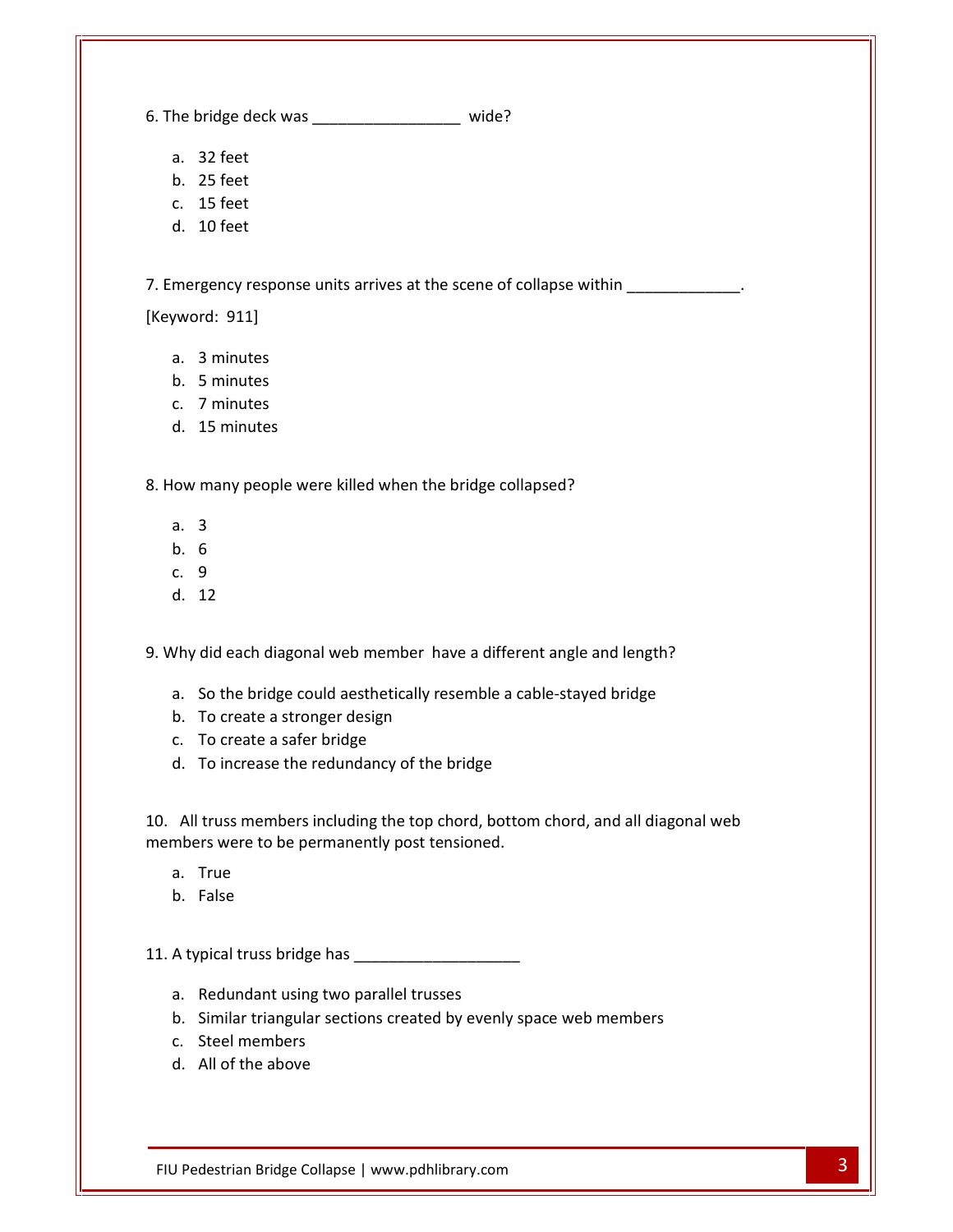6. The bridge deck was _________________ wide?

a. 32 feet
b. 25 feet
c. 15 feet
d. 10 feet

7. Emergency response units arrives at the scene of collapse within _____________.

[Keyword: 911]

a. 3 minutes
b. 5 minutes
c. 7 minutes
d. 15 minutes

8. How many people were killed when the bridge collapsed?

a. 3
b. 6
c. 9
d. 12

9. Why did each diagonal web member have a different angle and length?

a. So the bridge could aesthetically resemble a cable-stayed bridge
b. To create a stronger design
c. To create a safer bridge
d. To increase the redundancy of the bridge

10. All truss members including the top chord, bottom chord, and all diagonal web members were to be permanently post tensioned.

a. True
b. False

11. A typical truss bridge has ___________________

a. Redundant using two parallel trusses
b. Similar triangular sections created by evenly space web members
c. Steel members
d. All of the above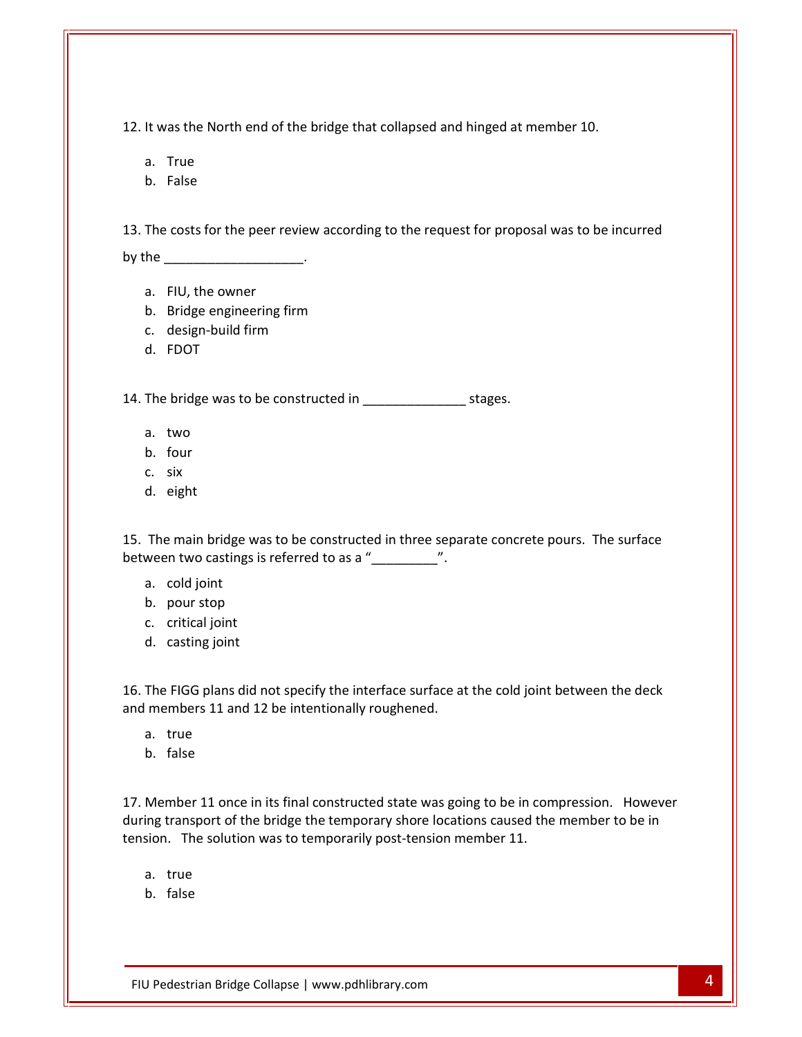12. It was the North end of the bridge that collapsed and hinged at member 10.

a. True
b. False

13. The costs for the peer review according to the request for proposal was to be incurred by the ___________________.

a. FIU, the owner
b. Bridge engineering firm
c. design-build firm
d. FDOT

14. The bridge was to be constructed in ______________ stages.

a. two
b. four
c. six
d. eight

15. The main bridge was to be constructed in three separate concrete pours. The surface between two castings is referred to as a "_________".

a. cold joint
b. pour stop
c. critical joint
d. casting joint

16. The FIGG plans did not specify the interface surface at the cold joint between the deck and members 11 and 12 be intentionally roughened.

a. true
b. false

17. Member 11 once in its final constructed state was going to be in compression. However during transport of the bridge the temporary shore locations caused the member to be in tension. The solution was to temporarily post-tension member 11.

a. true
b. false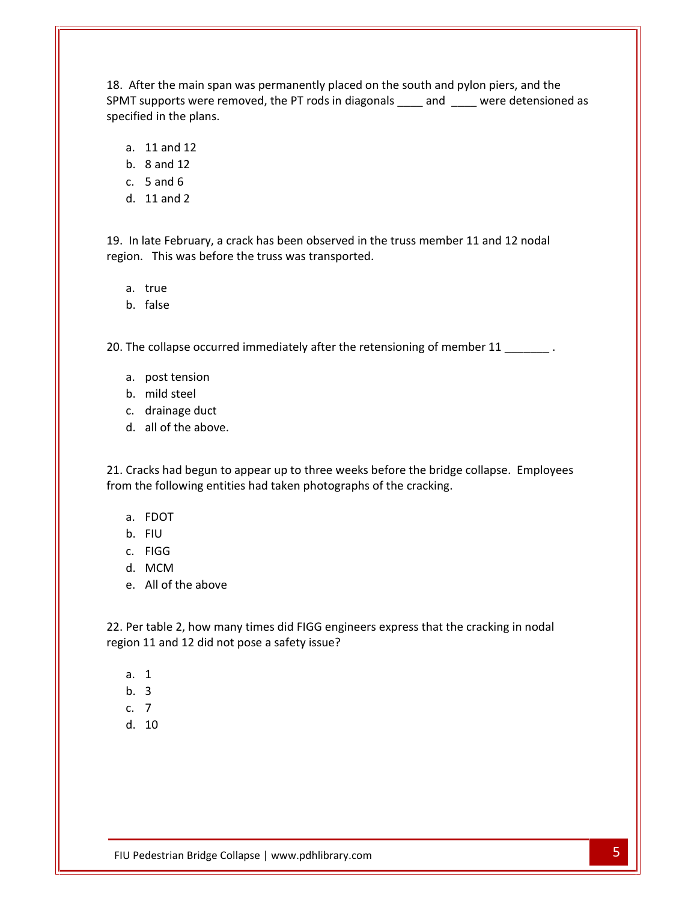18. After the main span was permanently placed on the south and pylon piers, and the SPMT supports were removed, the PT rods in diagonals ____ and ____ were detensioned as specified in the plans.

   a. 11 and 12
   b. 8 and 12
   c. 5 and 6
   d. 11 and 2

19. In late February, a crack has been observed in the truss member 11 and 12 nodal region. This was before the truss was transported.

   a. true
   b. false

20. The collapse occurred immediately after the retensioning of member 11 _______ .

   a. post tension
   b. mild steel
   c. drainage duct
   d. all of the above.

21. Cracks had begun to appear up to three weeks before the bridge collapse. Employees from the following entities had taken photographs of the cracking.

   a. FDOT
   b. FIU
   c. FIGG
   d. MCM
   e. All of the above

22. Per table 2, how many times did FIGG engineers express that the cracking in nodal region 11 and 12 did not pose a safety issue?

   a. 1
   b. 3
   c. 7
   d. 10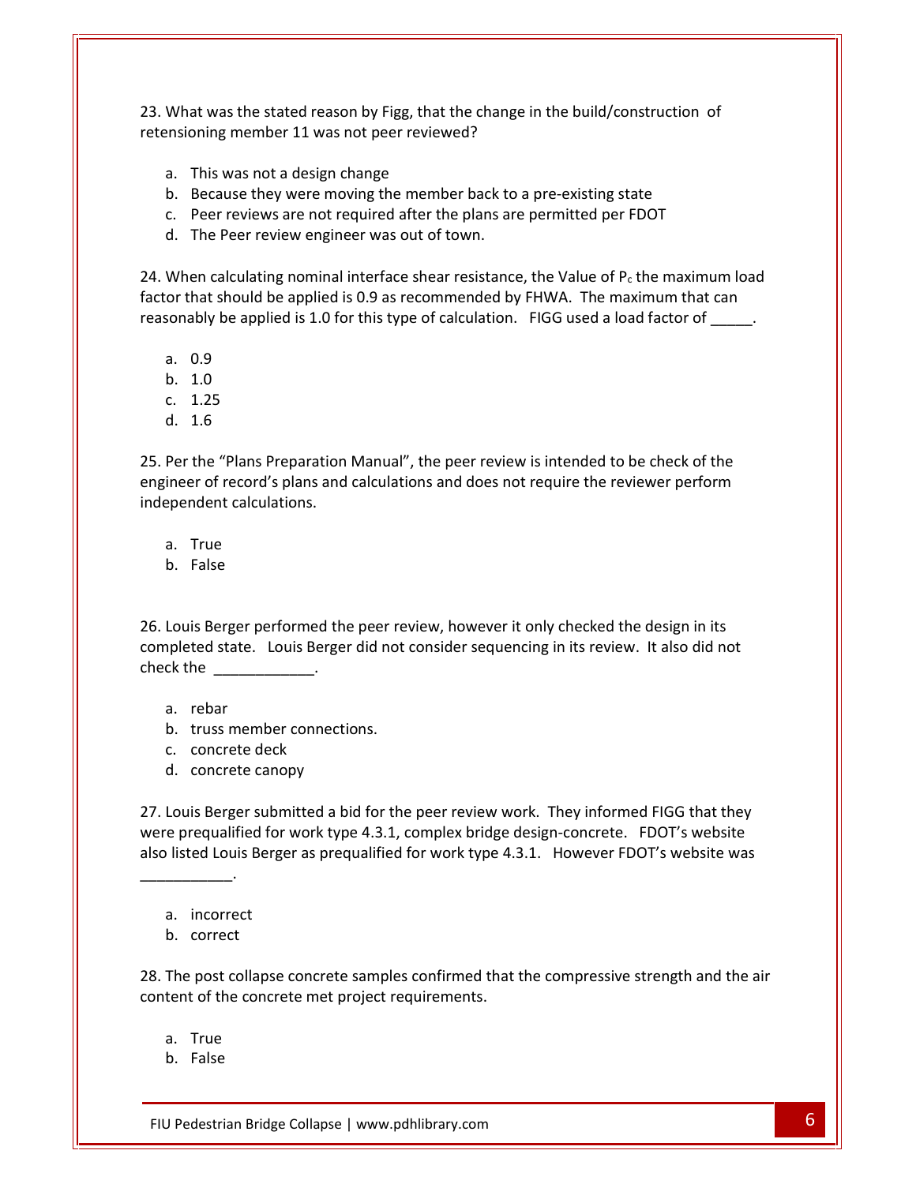23. What was the stated reason by Figg, that the change in the build/construction of retensioning member 11 was not peer reviewed?

a. This was not a design change
b. Because they were moving the member back to a pre-existing state
c. Peer reviews are not required after the plans are permitted per FDOT
d. The Peer review engineer was out of town.

24. When calculating nominal interface shear resistance, the Value of $P_c$ the maximum load factor that should be applied is 0.9 as recommended by FHWA. The maximum that can reasonably be applied is 1.0 for this type of calculation. FIGG used a load factor of _____.

a. 0.9
b. 1.0
c. 1.25
d. 1.6

25. Per the "Plans Preparation Manual", the peer review is intended to be check of the engineer of record's plans and calculations and does not require the reviewer perform independent calculations.

a. True
b. False

26. Louis Berger performed the peer review, however it only checked the design in its completed state. Louis Berger did not consider sequencing in its review. It also did not check the ____________.

a. rebar
b. truss member connections.
c. concrete deck
d. concrete canopy

27. Louis Berger submitted a bid for the peer review work. They informed FIGG that they were prequalified for work type 4.3.1, complex bridge design-concrete. FDOT's website also listed Louis Berger as prequalified for work type 4.3.1. However FDOT's website was ___________.

a. incorrect
b. correct

28. The post collapse concrete samples confirmed that the compressive strength and the air content of the concrete met project requirements.

a. True
b. False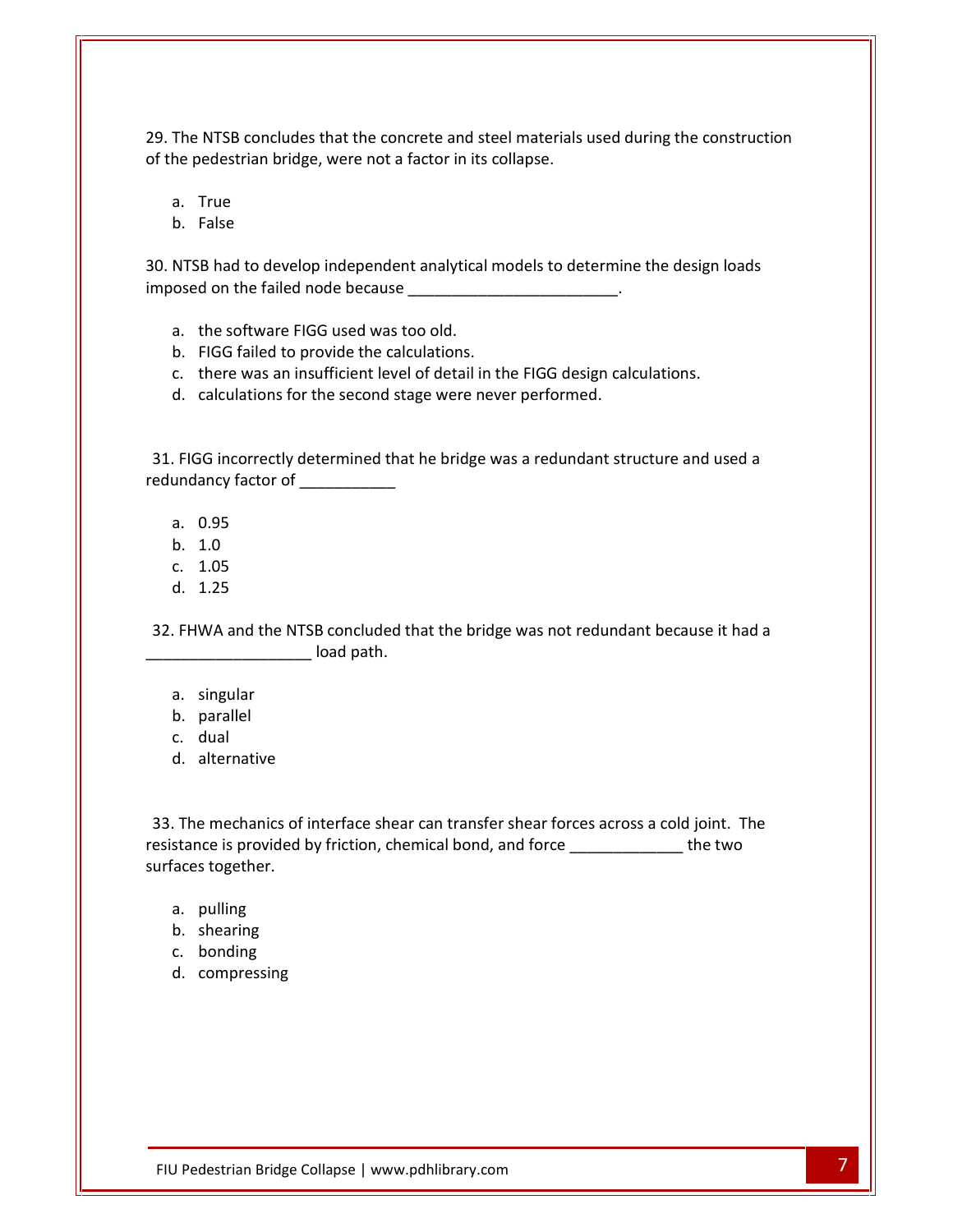29. The NTSB concludes that the concrete and steel materials used during the construction of the pedestrian bridge, were not a factor in its collapse.

   a. True
   b. False

30. NTSB had to develop independent analytical models to determine the design loads imposed on the failed node because ________________________.

   a. the software FIGG used was too old.
   b. FIGG failed to provide the calculations.
   c. there was an insufficient level of detail in the FIGG design calculations.
   d. calculations for the second stage were never performed.

31. FIGG incorrectly determined that he bridge was a redundant structure and used a redundancy factor of ___________

   a. 0.95
   b. 1.0
   c. 1.05
   d. 1.25

32. FHWA and the NTSB concluded that the bridge was not redundant because it had a ___________________ load path.

   a. singular
   b. parallel
   c. dual
   d. alternative

33. The mechanics of interface shear can transfer shear forces across a cold joint. The resistance is provided by friction, chemical bond, and force _____________ the two surfaces together.

   a. pulling
   b. shearing
   c. bonding
   d. compressing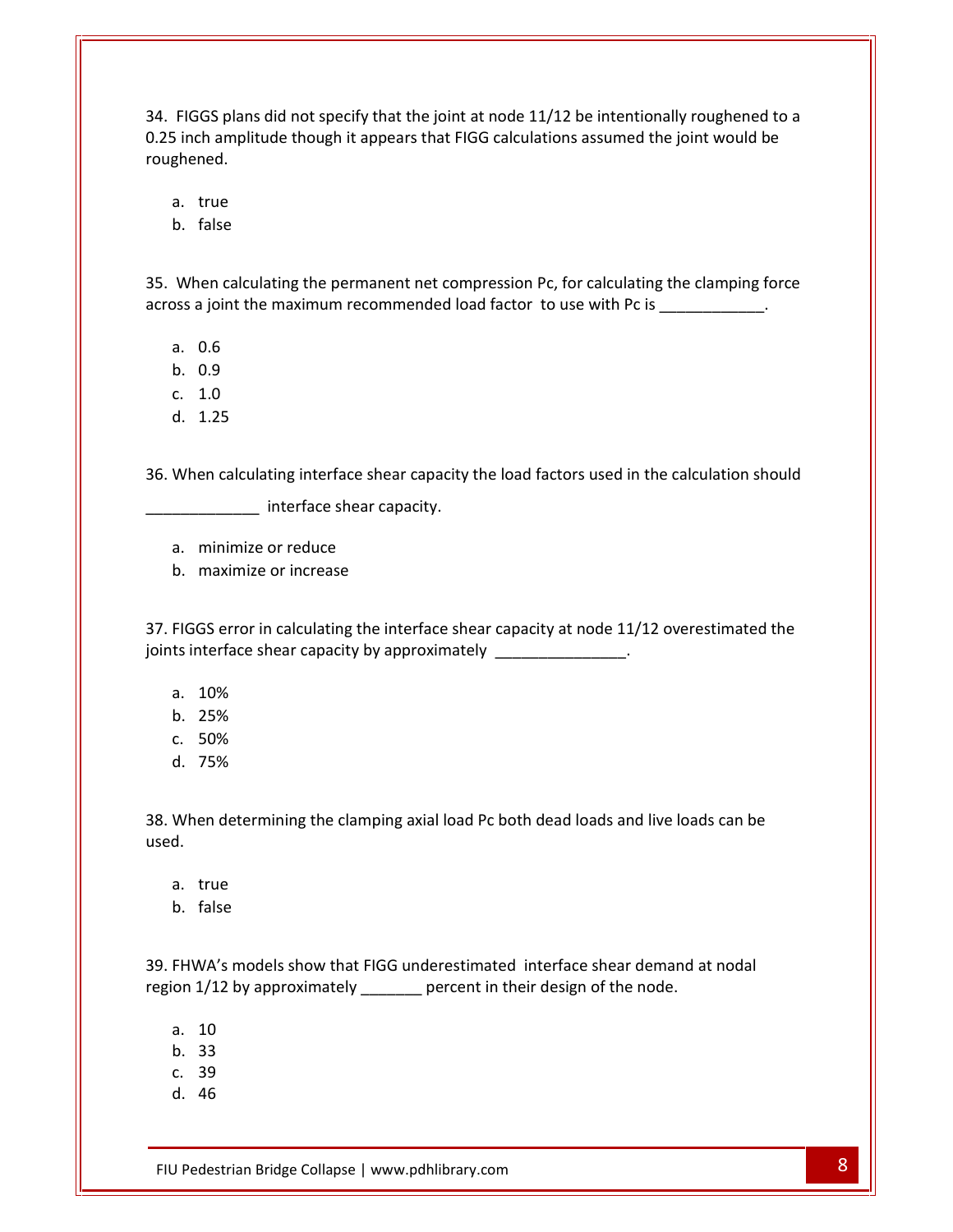34. FIGGS plans did not specify that the joint at node 11/12 be intentionally roughened to a 0.25 inch amplitude though it appears that FIGG calculations assumed the joint would be roughened.

   a. true
   b. false

35. When calculating the permanent net compression Pc, for calculating the clamping force across a joint the maximum recommended load factor to use with Pc is ____________.

   a. 0.6
   b. 0.9
   c. 1.0
   d. 1.25

36. When calculating interface shear capacity the load factors used in the calculation should _____________ interface shear capacity.

   a. minimize or reduce
   b. maximize or increase

37. FIGGS error in calculating the interface shear capacity at node 11/12 overestimated the joints interface shear capacity by approximately _______________.

   a. 10%
   b. 25%
   c. 50%
   d. 75%

38. When determining the clamping axial load Pc both dead loads and live loads can be used.

   a. true
   b. false

39. FHWA's models show that FIGG underestimated interface shear demand at nodal region 1/12 by approximately _______ percent in their design of the node.

   a. 10
   b. 33
   c. 39
   d. 46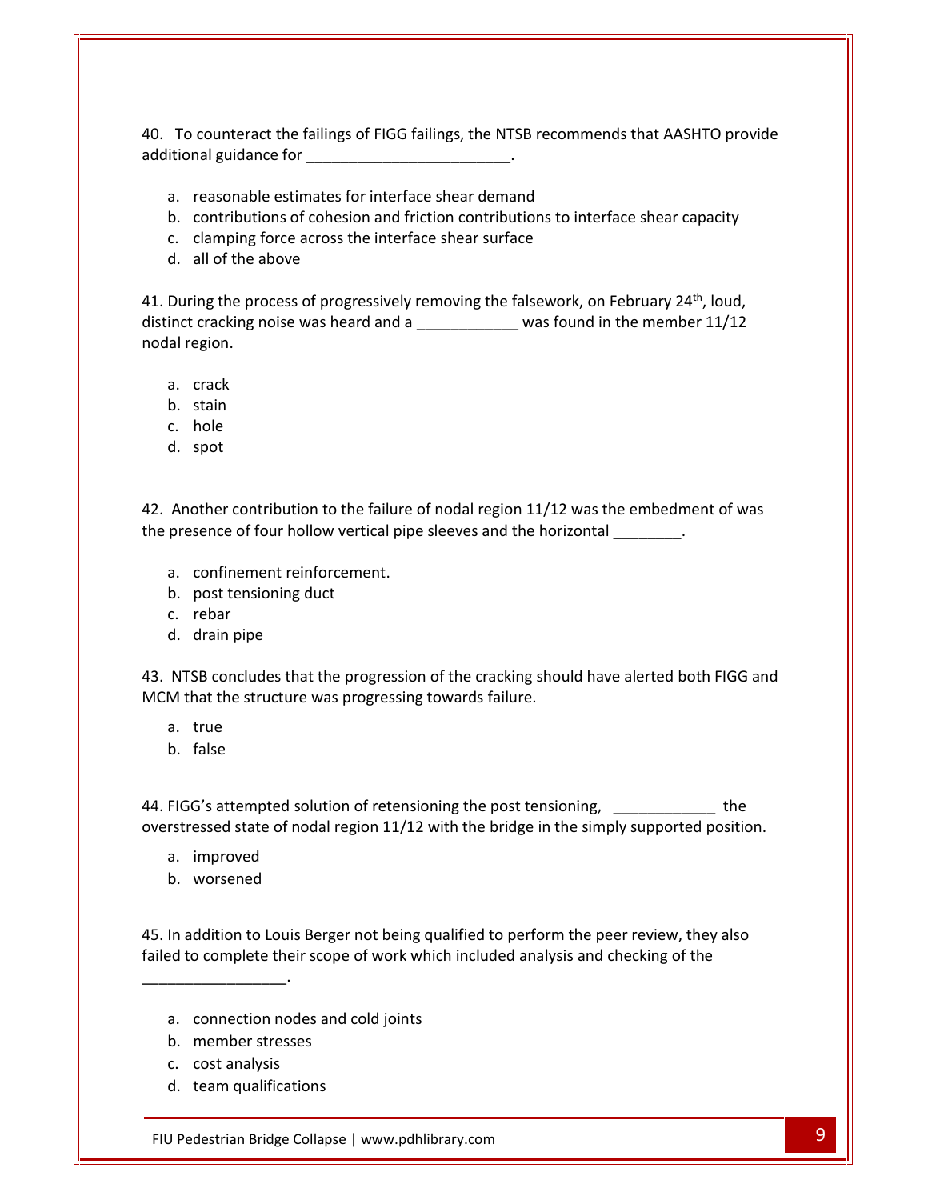40. To counteract the failings of FIGG failings, the NTSB recommends that AASHTO provide additional guidance for ________________________.

a. reasonable estimates for interface shear demand
b. contributions of cohesion and friction contributions to interface shear capacity
c. clamping force across the interface shear surface
d. all of the above

41. During the process of progressively removing the falsework, on February 24th, loud, distinct cracking noise was heard and a ____________ was found in the member 11/12 nodal region.

a. crack
b. stain
c. hole
d. spot

42. Another contribution to the failure of nodal region 11/12 was the embedment of was the presence of four hollow vertical pipe sleeves and the horizontal ________.

a. confinement reinforcement.
b. post tensioning duct
c. rebar
d. drain pipe

43. NTSB concludes that the progression of the cracking should have alerted both FIGG and MCM that the structure was progressing towards failure.

a. true
b. false

44. FIGG's attempted solution of retensioning the post tensioning, ____________ the overstressed state of nodal region 11/12 with the bridge in the simply supported position.

a. improved
b. worsened

45. In addition to Louis Berger not being qualified to perform the peer review, they also failed to complete their scope of work which included analysis and checking of the _________________.

a. connection nodes and cold joints
b. member stresses
c. cost analysis
d. team qualifications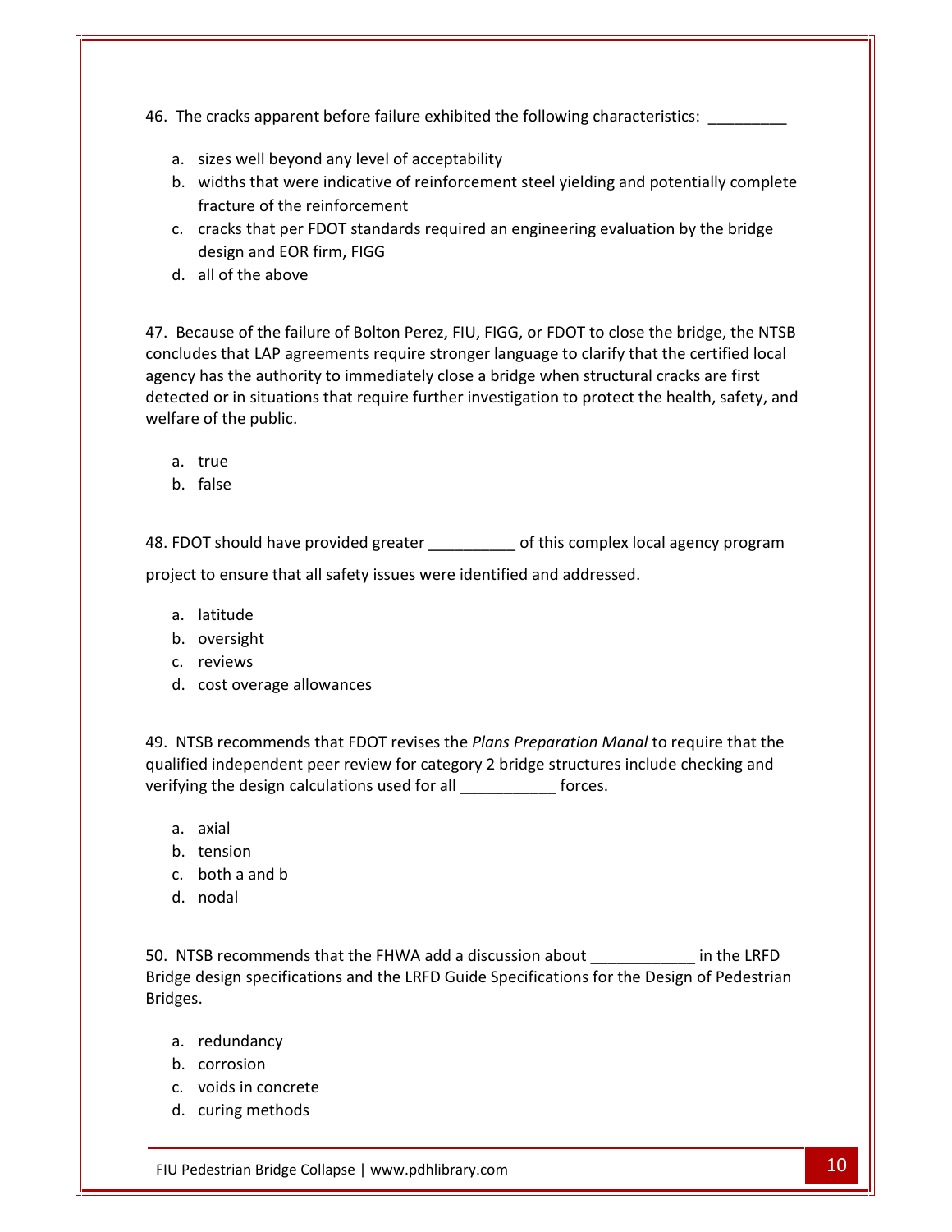46. The cracks apparent before failure exhibited the following characteristics: _________

   a. sizes well beyond any level of acceptability
   b. widths that were indicative of reinforcement steel yielding and potentially complete fracture of the reinforcement
   c. cracks that per FDOT standards required an engineering evaluation by the bridge design and EOR firm, FIGG
   d. all of the above

47. Because of the failure of Bolton Perez, FIU, FIGG, or FDOT to close the bridge, the NTSB concludes that LAP agreements require stronger language to clarify that the certified local agency has the authority to immediately close a bridge when structural cracks are first detected or in situations that require further investigation to protect the health, safety, and welfare of the public.

   a. true
   b. false

48. FDOT should have provided greater __________ of this complex local agency program project to ensure that all safety issues were identified and addressed.

   a. latitude
   b. oversight
   c. reviews
   d. cost overage allowances

49. NTSB recommends that FDOT revises the *Plans Preparation Manal* to require that the qualified independent peer review for category 2 bridge structures include checking and verifying the design calculations used for all ___________ forces.

   a. axial
   b. tension
   c. both a and b
   d. nodal

50. NTSB recommends that the FHWA add a discussion about ____________ in the LRFD Bridge design specifications and the LRFD Guide Specifications for the Design of Pedestrian Bridges.

   a. redundancy
   b. corrosion
   c. voids in concrete
   d. curing methods